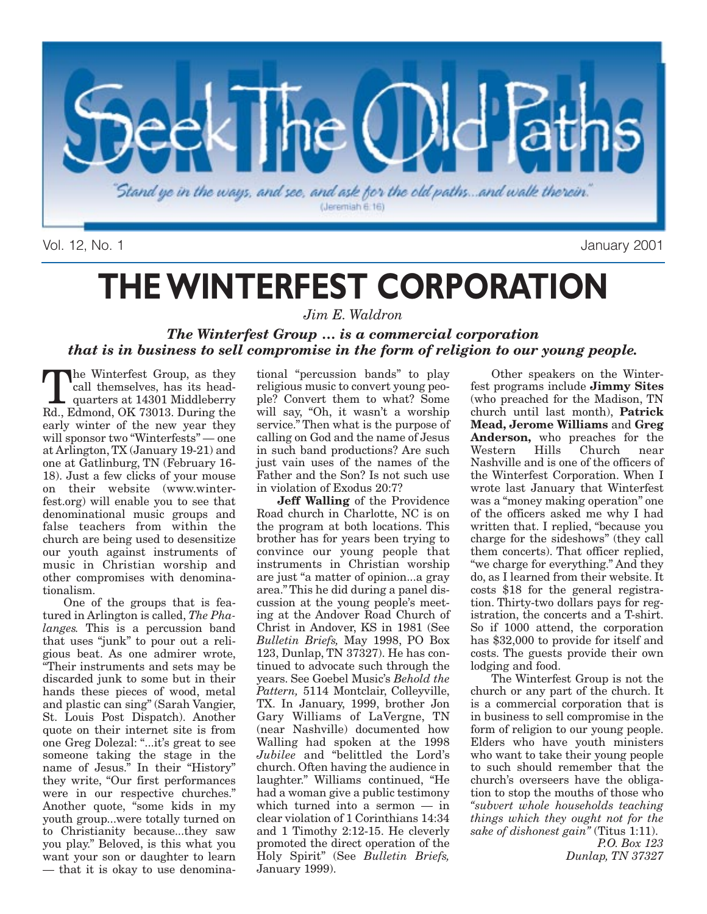# Seek The Old Paths

*"Stand ye in the ways, and see, and ask for the old paths...and walk therein."* (Jeremiah 6:16)

Vol. 12, No. 1 — January 2001

# THE WINTERFEST CORPORATION

*Jim E. Waldron*

***The Winterfest Group ... is a commercial corporation that is in business to sell compromise in the form of religion to our young people.***

The Winterfest Group, as they call themselves, has its headquarters at 14301 Middleberry Rd., Edmond, OK 73013. During the early winter of the new year they will sponsor two "Winterfests" — one at Arlington, TX (January 19-21) and one at Gatlinburg, TN (February 16-18). Just a few clicks of your mouse on their website (www.winterfest.org) will enable you to see that denominational music groups and false teachers from within the church are being used to desensitize our youth against instruments of music in Christian worship and other compromises with denominationalism.

One of the groups that is featured in Arlington is called, *The Phalanges.* This is a percussion band that uses "junk" to pour out a religious beat. As one admirer wrote, "Their instruments and sets may be discarded junk to some but in their hands these pieces of wood, metal and plastic can sing" (Sarah Vangier, St. Louis Post Dispatch). Another quote on their internet site is from one Greg Dolezal: "...it's great to see someone taking the stage in the name of Jesus." In their "History" they write, "Our first performances were in our respective churches." Another quote, "some kids in my youth group...were totally turned on to Christianity because...they saw you play." Beloved, is this what you want your son or daughter to learn — that it is okay to use denominational "percussion bands" to play religious music to convert young people? Convert them to what? Some will say, "Oh, it wasn't a worship service." Then what is the purpose of calling on God and the name of Jesus in such band productions? Are such just vain uses of the names of the Father and the Son? Is not such use in violation of Exodus 20:7?

**Jeff Walling** of the Providence Road church in Charlotte, NC is on the program at both locations. This brother has for years been trying to convince our young people that instruments in Christian worship are just "a matter of opinion...a gray area." This he did during a panel discussion at the young people's meeting at the Andover Road Church of Christ in Andover, KS in 1981 (See *Bulletin Briefs,* May 1998, PO Box 123, Dunlap, TN 37327). He has continued to advocate such through the years. See Goebel Music's *Behold the Pattern,* 5114 Montclair, Colleyville, TX. In January, 1999, brother Jon Gary Williams of LaVergne, TN (near Nashville) documented how Walling had spoken at the 1998 *Jubilee* and "belittled the Lord's church. Often having the audience in laughter." Williams continued, "He had a woman give a public testimony which turned into a sermon — in clear violation of 1 Corinthians 14:34 and 1 Timothy 2:12-15. He cleverly promoted the direct operation of the Holy Spirit" (See *Bulletin Briefs,* January 1999).

Other speakers on the Winterfest programs include **Jimmy Sites** (who preached for the Madison, TN church until last month), **Patrick Mead, Jerome Williams** and **Greg Anderson,** who preaches for the Western Hills Church near Nashville and is one of the officers of the Winterfest Corporation. When I wrote last January that Winterfest was a "money making operation" one of the officers asked me why I had written that. I replied, "because you charge for the sideshows" (they call them concerts). That officer replied, "we charge for everything." And they do, as I learned from their website. It costs $18 for the general registration. Thirty-two dollars pays for registration, the concerts and a T-shirt. So if 1000 attend, the corporation has $32,000 to provide for itself and costs. The guests provide their own lodging and food.

The Winterfest Group is not the church or any part of the church. It is a commercial corporation that is in business to sell compromise in the form of religion to our young people. Elders who have youth ministers who want to take their young people to such should remember that the church's overseers have the obligation to stop the mouths of those who *"subvert whole households teaching things which they ought not for the sake of dishonest gain"* (Titus 1:11).

*P.O. Box 123*
*Dunlap, TN 37327*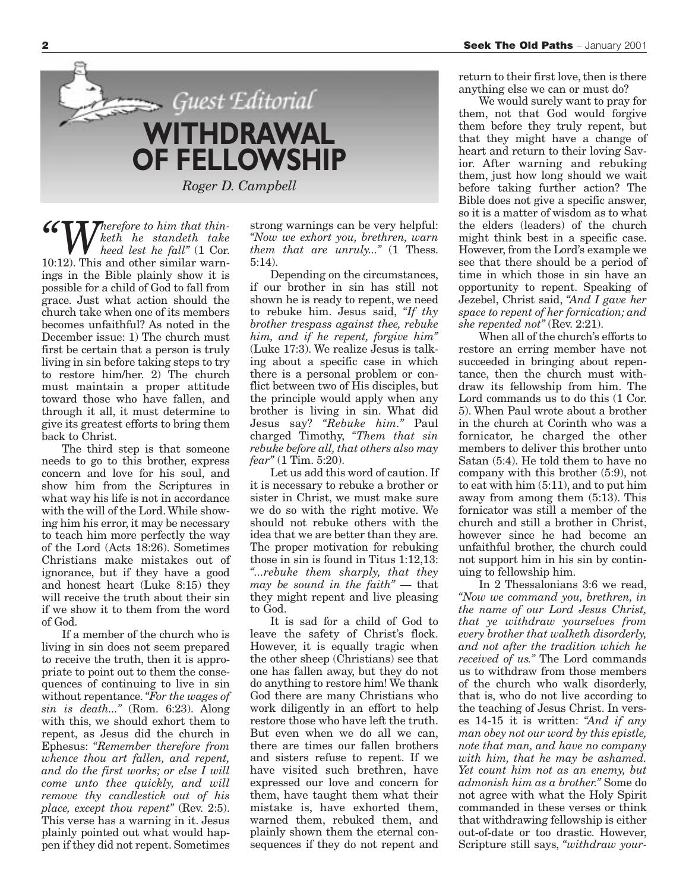Guest Editorial

# WITHDRAWAL OF FELLOWSHIP

*Roger D. Campbell*

*"Wherefore to him that thinketh he standeth take heed lest he fall"* (1 Cor. 10:12). This and other similar warnings in the Bible plainly show it is possible for a child of God to fall from grace. Just what action should the church take when one of its members becomes unfaithful? As noted in the December issue: 1) The church must first be certain that a person is truly living in sin before taking steps to try to restore him/her. 2) The church must maintain a proper attitude toward those who have fallen, and through it all, it must determine to give its greatest efforts to bring them back to Christ.

The third step is that someone needs to go to this brother, express concern and love for his soul, and show him from the Scriptures in what way his life is not in accordance with the will of the Lord. While showing him his error, it may be necessary to teach him more perfectly the way of the Lord (Acts 18:26). Sometimes Christians make mistakes out of ignorance, but if they have a good and honest heart (Luke 8:15) they will receive the truth about their sin if we show it to them from the word of God.

If a member of the church who is living in sin does not seem prepared to receive the truth, then it is appropriate to point out to them the consequences of continuing to live in sin without repentance. *"For the wages of sin is death..."* (Rom. 6:23). Along with this, we should exhort them to repent, as Jesus did the church in Ephesus: *"Remember therefore from whence thou art fallen, and repent, and do the first works; or else I will come unto thee quickly, and will remove thy candlestick out of his place, except thou repent"* (Rev. 2:5). This verse has a warning in it. Jesus plainly pointed out what would happen if they did not repent. Sometimes strong warnings can be very helpful: *"Now we exhort you, brethren, warn them that are unruly..."* (1 Thess. 5:14).

Depending on the circumstances, if our brother in sin has still not shown he is ready to repent, we need to rebuke him. Jesus said, *"If thy brother trespass against thee, rebuke him, and if he repent, forgive him"* (Luke 17:3). We realize Jesus is talking about a specific case in which there is a personal problem or conflict between two of His disciples, but the principle would apply when any brother is living in sin. What did Jesus say? *"Rebuke him."* Paul charged Timothy, *"Them that sin rebuke before all, that others also may fear"* (1 Tim. 5:20).

Let us add this word of caution. If it is necessary to rebuke a brother or sister in Christ, we must make sure we do so with the right motive. We should not rebuke others with the idea that we are better than they are. The proper motivation for rebuking those in sin is found in Titus 1:12,13: *"...rebuke them sharply, that they may be sound in the faith"* — that they might repent and live pleasing to God.

It is sad for a child of God to leave the safety of Christ's flock. However, it is equally tragic when the other sheep (Christians) see that one has fallen away, but they do not do anything to restore him! We thank God there are many Christians who work diligently in an effort to help restore those who have left the truth. But even when we do all we can, there are times our fallen brothers and sisters refuse to repent. If we have visited such brethren, have expressed our love and concern for them, have taught them what their mistake is, have exhorted them, warned them, rebuked them, and plainly shown them the eternal consequences if they do not repent and return to their first love, then is there anything else we can or must do?

We would surely want to pray for them, not that God would forgive them before they truly repent, but that they might have a change of heart and return to their loving Savior. After warning and rebuking them, just how long should we wait before taking further action? The Bible does not give a specific answer, so it is a matter of wisdom as to what the elders (leaders) of the church might think best in a specific case. However, from the Lord's example we see that there should be a period of time in which those in sin have an opportunity to repent. Speaking of Jezebel, Christ said, *"And I gave her space to repent of her fornication; and she repented not"* (Rev. 2:21).

When all of the church's efforts to restore an erring member have not succeeded in bringing about repentance, then the church must withdraw its fellowship from him. The Lord commands us to do this (1 Cor. 5). When Paul wrote about a brother in the church at Corinth who was a fornicator, he charged the other members to deliver this brother unto Satan (5:4). He told them to have no company with this brother (5:9), not to eat with him (5:11), and to put him away from among them (5:13). This fornicator was still a member of the church and still a brother in Christ, however since he had become an unfaithful brother, the church could not support him in his sin by continuing to fellowship him.

In 2 Thessalonians 3:6 we read, *"Now we command you, brethren, in the name of our Lord Jesus Christ, that ye withdraw yourselves from every brother that walketh disorderly, and not after the tradition which he received of us."* The Lord commands us to withdraw from those members of the church who walk disorderly, that is, who do not live according to the teaching of Jesus Christ. In verses 14-15 it is written: *"And if any man obey not our word by this epistle, note that man, and have no company with him, that he may be ashamed. Yet count him not as an enemy, but admonish him as a brother."* Some do not agree with what the Holy Spirit commanded in these verses or think that withdrawing fellowship is either out-of-date or too drastic. However, Scripture still says, *"withdraw your-*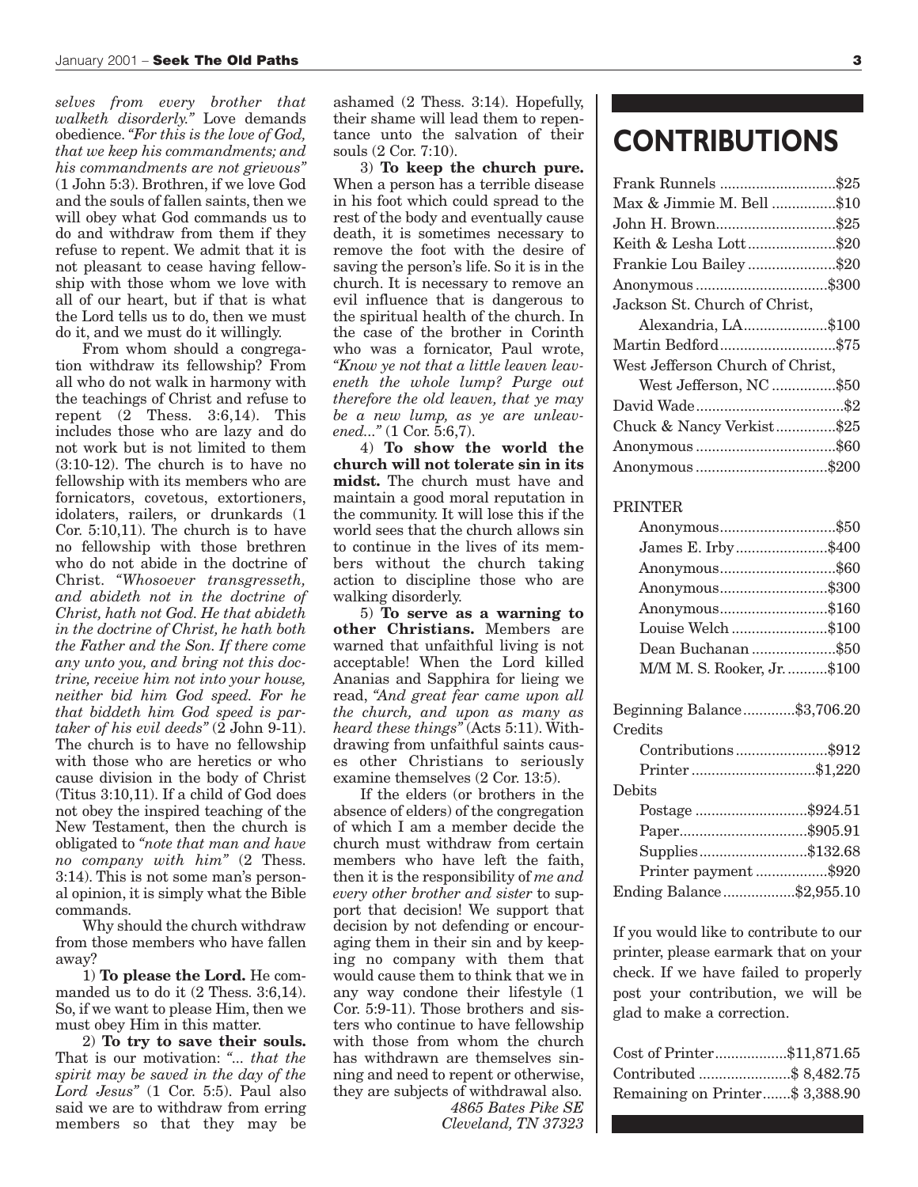*selves from every brother that walketh disorderly."* Love demands obedience. *"For this is the love of God, that we keep his commandments; and his commandments are not grievous"* (1 John 5:3). Brothren, if we love God and the souls of fallen saints, then we will obey what God commands us to do and withdraw from them if they refuse to repent. We admit that it is not pleasant to cease having fellowship with those whom we love with all of our heart, but if that is what the Lord tells us to do, then we must do it, and we must do it willingly.

From whom should a congregation withdraw its fellowship? From all who do not walk in harmony with the teachings of Christ and refuse to repent (2 Thess. 3:6,14). This includes those who are lazy and do not work but is not limited to them (3:10-12). The church is to have no fellowship with its members who are fornicators, covetous, extortioners, idolaters, railers, or drunkards (1 Cor. 5:10,11). The church is to have no fellowship with those brethren who do not abide in the doctrine of Christ. *"Whosoever transgresseth, and abideth not in the doctrine of Christ, hath not God. He that abideth in the doctrine of Christ, he hath both the Father and the Son. If there come any unto you, and bring not this doctrine, receive him not into your house, neither bid him God speed. For he that biddeth him God speed is partaker of his evil deeds"* (2 John 9-11). The church is to have no fellowship with those who are heretics or who cause division in the body of Christ (Titus 3:10,11). If a child of God does not obey the inspired teaching of the New Testament, then the church is obligated to *"note that man and have no company with him"* (2 Thess. 3:14). This is not some man's personal opinion, it is simply what the Bible commands.

Why should the church withdraw from those members who have fallen away?

1) **To please the Lord.** He commanded us to do it (2 Thess. 3:6,14). So, if we want to please Him, then we must obey Him in this matter.

2) **To try to save their souls.** That is our motivation: *"... that the spirit may be saved in the day of the Lord Jesus"* (1 Cor. 5:5). Paul also said we are to withdraw from erring members so that they may be ashamed (2 Thess. 3:14). Hopefully, their shame will lead them to repentance unto the salvation of their souls (2 Cor. 7:10).

3) **To keep the church pure.** When a person has a terrible disease in his foot which could spread to the rest of the body and eventually cause death, it is sometimes necessary to remove the foot with the desire of saving the person's life. So it is in the church. It is necessary to remove an evil influence that is dangerous to the spiritual health of the church. In the case of the brother in Corinth who was a fornicator, Paul wrote, *"Know ye not that a little leaven leaveneth the whole lump? Purge out therefore the old leaven, that ye may be a new lump, as ye are unleavened..."* (1 Cor. 5:6,7).

4) **To show the world the church will not tolerate sin in its midst.** The church must have and maintain a good moral reputation in the community. It will lose this if the world sees that the church allows sin to continue in the lives of its members without the church taking action to discipline those who are walking disorderly.

5) **To serve as a warning to other Christians.** Members are warned that unfaithful living is not acceptable! When the Lord killed Ananias and Sapphira for lieing we read, *"And great fear came upon all the church, and upon as many as heard these things"* (Acts 5:11). Withdrawing from unfaithful saints causes other Christians to seriously examine themselves (2 Cor. 13:5).

If the elders (or brothers in the absence of elders) of the congregation of which I am a member decide the church must withdraw from certain members who have left the faith, then it is the responsibility of *me and every other brother and sister* to support that decision! We support that decision by not defending or encouraging them in their sin and by keeping no company with them that would cause them to think that we in any way condone their lifestyle (1 Cor. 5:9-11). Those brothers and sisters who continue to have fellowship with those from whom the church has withdrawn are themselves sinning and need to repent or otherwise, they are subjects of withdrawal also.

*4865 Bates Pike SE*
*Cleveland, TN 37323*

# CONTRIBUTIONS

| | |
|---|---|
| Frank Runnels | $25 |
| Max & Jimmie M. Bell | $10 |
| John H. Brown | $25 |
| Keith & Lesha Lott | $20 |
| Frankie Lou Bailey | $20 |
| Anonymous | $300 |
| Jackson St. Church of Christ, Alexandria, LA | $100 |
| Martin Bedford | $75 |
| West Jefferson Church of Christ, West Jefferson, NC | $50 |
| David Wade | $2 |
| Chuck & Nancy Verkist | $25 |
| Anonymous | $60 |
| Anonymous | $200 |

PRINTER

| | |
|---|---|
| Anonymous | $50 |
| James E. Irby | $400 |
| Anonymous | $60 |
| Anonymous | $300 |
| Anonymous | $160 |
| Louise Welch | $100 |
| Dean Buchanan | $50 |
| M/M M. S. Rooker, Jr. | $100 |

| | |
|---|---|
| Beginning Balance | $3,706.20 |
| Credits | |
| Contributions | $912 |
| Printer | $1,220 |
| Debits | |
| Postage | $924.51 |
| Paper | $905.91 |
| Supplies | $132.68 |
| Printer payment | $920 |
| Ending Balance | $2,955.10 |

If you would like to contribute to our printer, please earmark that on your check. If we have failed to properly post your contribution, we will be glad to make a correction.

| | |
|---|---|
| Cost of Printer | $11,871.65 |
| Contributed | $ 8,482.75 |
| Remaining on Printer | $ 3,388.90 |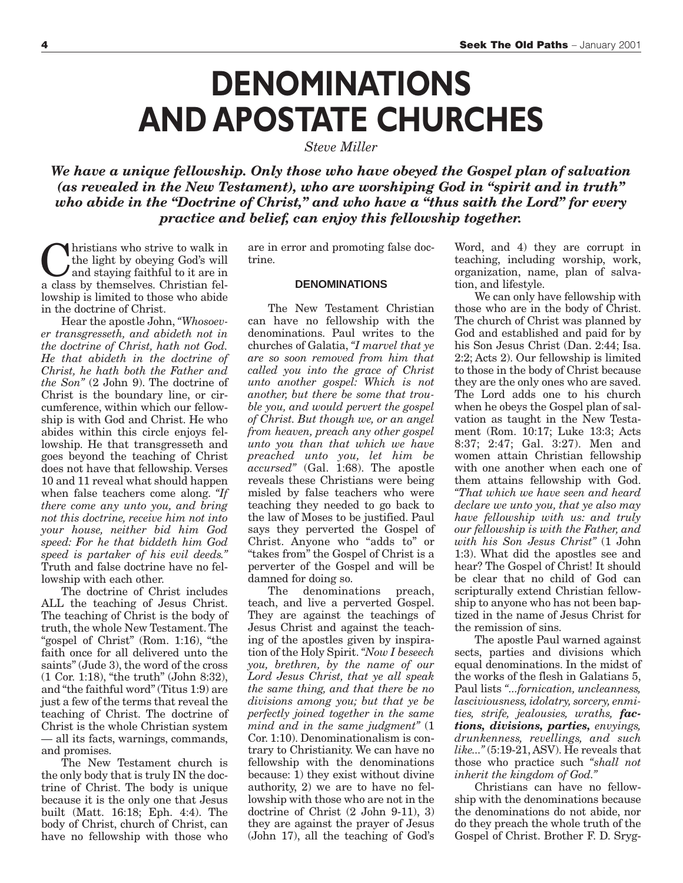// Document: The Gift of Gab — Daniel E. Beloin, Esq. (Dunning, Rievman & MacDonald LLP)
// Lorem ipsum dolor sit amet. Redacted for brevity.

# DENOMINATIONS AND APOSTATE CHURCHES

*Steve Miller*

***We have a unique fellowship. Only those who have obeyed the Gospel plan of salvation (as revealed in the New Testament), who are worshiping God in "spirit and in truth" who abide in the "Doctrine of Christ," and who have a "thus saith the Lord" for every practice and belief, can enjoy this fellowship together.***

Christians who strive to walk in the light by obeying God's will and staying faithful to it are in a class by themselves. Christian fellowship is limited to those who abide in the doctrine of Christ.

Hear the apostle John, *"Whosoever transgresseth, and abideth not in the doctrine of Christ, hath not God. He that abideth in the doctrine of Christ, he hath both the Father and the Son"* (2 John 9). The doctrine of Christ is the boundary line, or circumference, within which our fellowship is with God and Christ. He who abides within this circle enjoys fellowship. He that transgresseth and goes beyond the teaching of Christ does not have that fellowship. Verses 10 and 11 reveal what should happen when false teachers come along. *"If there come any unto you, and bring not this doctrine, receive him not into your house, neither bid him God speed: For he that biddeth him God speed is partaker of his evil deeds."* Truth and false doctrine have no fellowship with each other.

The doctrine of Christ includes ALL the teaching of Jesus Christ. The teaching of Christ is the body of truth, the whole New Testament. The "gospel of Christ" (Rom. 1:16), "the faith once for all delivered unto the saints" (Jude 3), the word of the cross (1 Cor. 1:18), "the truth" (John 8:32), and "the faithful word" (Titus 1:9) are just a few of the terms that reveal the teaching of Christ. The doctrine of Christ is the whole Christian system — all its facts, warnings, commands, and promises.

The New Testament church is the only body that is truly IN the doctrine of Christ. The body is unique because it is the only one that Jesus built (Matt. 16:18; Eph. 4:4). The body of Christ, church of Christ, can have no fellowship with those who are in error and promoting false doctrine.

## DENOMINATIONS

The New Testament Christian can have no fellowship with the denominations. Paul writes to the churches of Galatia, *"I marvel that ye are so soon removed from him that called you into the grace of Christ unto another gospel: Which is not another, but there be some that trouble you, and would pervert the gospel of Christ. But though we, or an angel from heaven, preach any other gospel unto you than that which we have preached unto you, let him be accursed"* (Gal. 1:68). The apostle reveals these Christians were being misled by false teachers who were teaching they needed to go back to the law of Moses to be justified. Paul says they perverted the Gospel of Christ. Anyone who "adds to" or "takes from" the Gospel of Christ is a perverter of the Gospel and will be damned for doing so.

The denominations preach, teach, and live a perverted Gospel. They are against the teachings of Jesus Christ and against the teaching of the apostles given by inspiration of the Holy Spirit. *"Now I beseech you, brethren, by the name of our Lord Jesus Christ, that ye all speak the same thing, and that there be no divisions among you; but that ye be perfectly joined together in the same mind and in the same judgment"* (1 Cor. 1:10). Denominationalism is contrary to Christianity. We can have no fellowship with the denominations because: 1) they exist without divine authority, 2) we are to have no fellowship with those who are not in the doctrine of Christ (2 John 9-11), 3) they are against the prayer of Jesus (John 17), all the teaching of God's Word, and 4) they are corrupt in teaching, including worship, work, organization, name, plan of salvation, and lifestyle.

We can only have fellowship with those who are in the body of Christ. The church of Christ was planned by God and established and paid for by his Son Jesus Christ (Dan. 2:44; Isa. 2:2; Acts 2). Our fellowship is limited to those in the body of Christ because they are the only ones who are saved. The Lord adds one to his church when he obeys the Gospel plan of salvation as taught in the New Testament (Rom. 10:17; Luke 13:3; Acts 8:37; 2:47; Gal. 3:27). Men and women attain Christian fellowship with one another when each one of them attains fellowship with God. *"That which we have seen and heard declare we unto you, that ye also may have fellowship with us: and truly our fellowship is with the Father, and with his Son Jesus Christ"* (1 John 1:3). What did the apostles see and hear? The Gospel of Christ! It should be clear that no child of God can scripturally extend Christian fellowship to anyone who has not been baptized in the name of Jesus Christ for the remission of sins.

The apostle Paul warned against sects, parties and divisions which equal denominations. In the midst of the works of the flesh in Galatians 5, Paul lists *"...fornication, uncleanness, lasciviousness, idolatry, sorcery, enmities, strife, jealousies, wraths,* ***factions, divisions, parties,*** *envyings, drunkenness, revellings, and such like..."* (5:19-21, ASV). He reveals that those who practice such *"shall not inherit the kingdom of God."*

Christians can have no fellowship with the denominations because the denominations do not abide, nor do they preach the whole truth of the Gospel of Christ. Brother F. D. Sryg-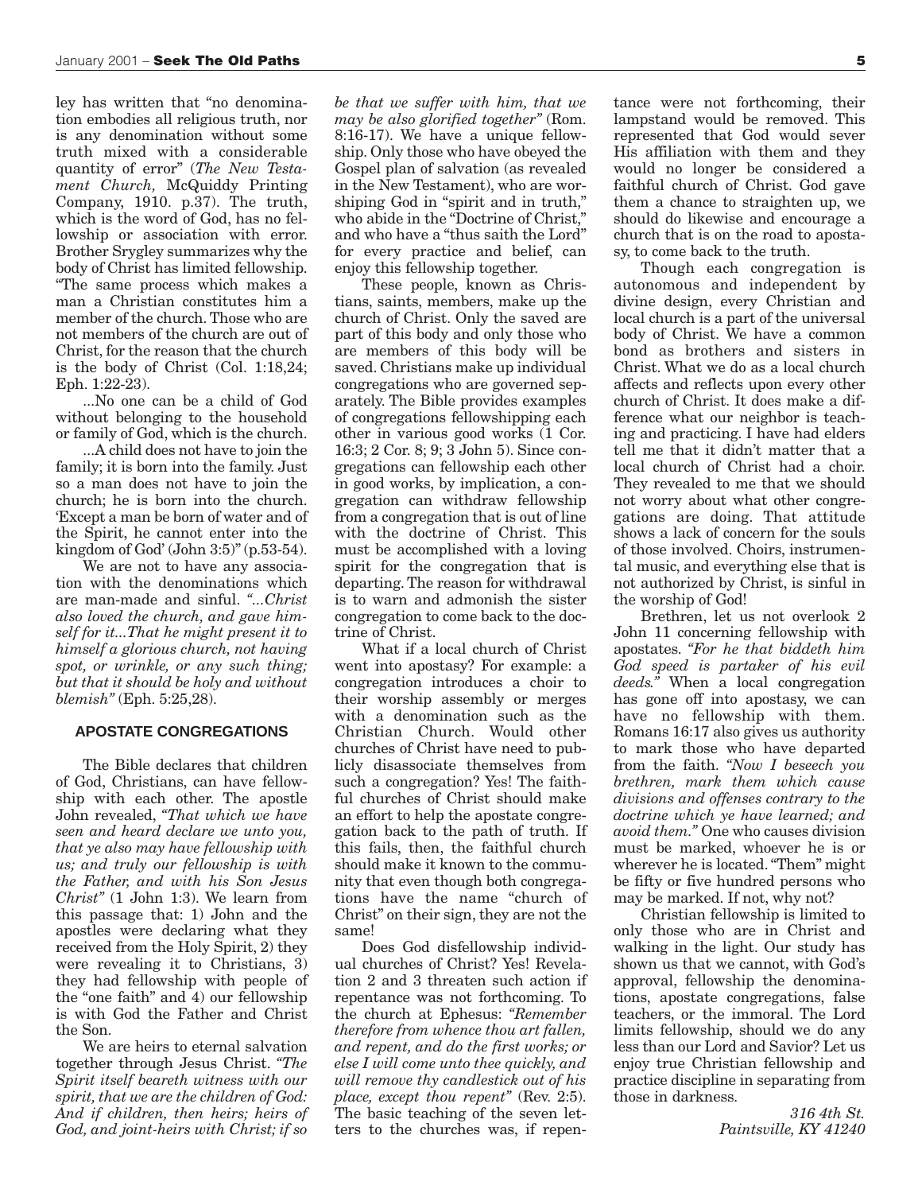ley has written that "no denomination embodies all religious truth, nor is any denomination without some truth mixed with a considerable quantity of error" (*The New Testament Church,* McQuiddy Printing Company, 1910. p.37). The truth, which is the word of God, has no fellowship or association with error. Brother Srygley summarizes why the body of Christ has limited fellowship. "The same process which makes a man a Christian constitutes him a member of the church. Those who are not members of the church are out of Christ, for the reason that the church is the body of Christ (Col. 1:18,24; Eph. 1:22-23).

...No one can be a child of God without belonging to the household or family of God, which is the church.

...A child does not have to join the family; it is born into the family. Just so a man does not have to join the church; he is born into the church. 'Except a man be born of water and of the Spirit, he cannot enter into the kingdom of God' (John 3:5)" (p.53-54).

We are not to have any association with the denominations which are man-made and sinful. *"...Christ also loved the church, and gave himself for it...That he might present it to himself a glorious church, not having spot, or wrinkle, or any such thing; but that it should be holy and without blemish"* (Eph. 5:25,28).

#### APOSTATE CONGREGATIONS

The Bible declares that children of God, Christians, can have fellowship with each other. The apostle John revealed, *"That which we have seen and heard declare we unto you, that ye also may have fellowship with us; and truly our fellowship is with the Father, and with his Son Jesus Christ"* (1 John 1:3). We learn from this passage that: 1) John and the apostles were declaring what they received from the Holy Spirit, 2) they were revealing it to Christians, 3) they had fellowship with people of the "one faith" and 4) our fellowship is with God the Father and Christ the Son.

We are heirs to eternal salvation together through Jesus Christ. *"The Spirit itself beareth witness with our spirit, that we are the children of God: And if children, then heirs; heirs of God, and joint-heirs with Christ; if so be that we suffer with him, that we may be also glorified together"* (Rom. 8:16-17). We have a unique fellowship. Only those who have obeyed the Gospel plan of salvation (as revealed in the New Testament), who are worshiping God in "spirit and in truth," who abide in the "Doctrine of Christ," and who have a "thus saith the Lord" for every practice and belief, can enjoy this fellowship together.

These people, known as Christians, saints, members, make up the church of Christ. Only the saved are part of this body and only those who are members of this body will be saved. Christians make up individual congregations who are governed separately. The Bible provides examples of congregations fellowshipping each other in various good works (1 Cor. 16:3; 2 Cor. 8; 9; 3 John 5). Since congregations can fellowship each other in good works, by implication, a congregation can withdraw fellowship from a congregation that is out of line with the doctrine of Christ. This must be accomplished with a loving spirit for the congregation that is departing. The reason for withdrawal is to warn and admonish the sister congregation to come back to the doctrine of Christ.

What if a local church of Christ went into apostasy? For example: a congregation introduces a choir to their worship assembly or merges with a denomination such as the Christian Church. Would other churches of Christ have need to publicly disassociate themselves from such a congregation? Yes! The faithful churches of Christ should make an effort to help the apostate congregation back to the path of truth. If this fails, then, the faithful church should make it known to the community that even though both congregations have the name "church of Christ" on their sign, they are not the same!

Does God disfellowship individual churches of Christ? Yes! Revelation 2 and 3 threaten such action if repentance was not forthcoming. To the church at Ephesus: *"Remember therefore from whence thou art fallen, and repent, and do the first works; or else I will come unto thee quickly, and will remove thy candlestick out of his place, except thou repent"* (Rev. 2:5). The basic teaching of the seven letters to the churches was, if repentance were not forthcoming, their lampstand would be removed. This represented that God would sever His affiliation with them and they would no longer be considered a faithful church of Christ. God gave them a chance to straighten up, we should do likewise and encourage a church that is on the road to apostasy, to come back to the truth.

Though each congregation is autonomous and independent by divine design, every Christian and local church is a part of the universal body of Christ. We have a common bond as brothers and sisters in Christ. What we do as a local church affects and reflects upon every other church of Christ. It does make a difference what our neighbor is teaching and practicing. I have had elders tell me that it didn't matter that a local church of Christ had a choir. They revealed to me that we should not worry about what other congregations are doing. That attitude shows a lack of concern for the souls of those involved. Choirs, instrumental music, and everything else that is not authorized by Christ, is sinful in the worship of God!

Brethren, let us not overlook 2 John 11 concerning fellowship with apostates. *"For he that biddeth him God speed is partaker of his evil deeds."* When a local congregation has gone off into apostasy, we can have no fellowship with them. Romans 16:17 also gives us authority to mark those who have departed from the faith. *"Now I beseech you brethren, mark them which cause divisions and offenses contrary to the doctrine which ye have learned; and avoid them."* One who causes division must be marked, whoever he is or wherever he is located. "Them" might be fifty or five hundred persons who may be marked. If not, why not?

Christian fellowship is limited to only those who are in Christ and walking in the light. Our study has shown us that we cannot, with God's approval, fellowship the denominations, apostate congregations, false teachers, or the immoral. The Lord limits fellowship, should we do any less than our Lord and Savior? Let us enjoy true Christian fellowship and practice discipline in separating from those in darkness.

*316 4th St.*
*Paintsville, KY 41240*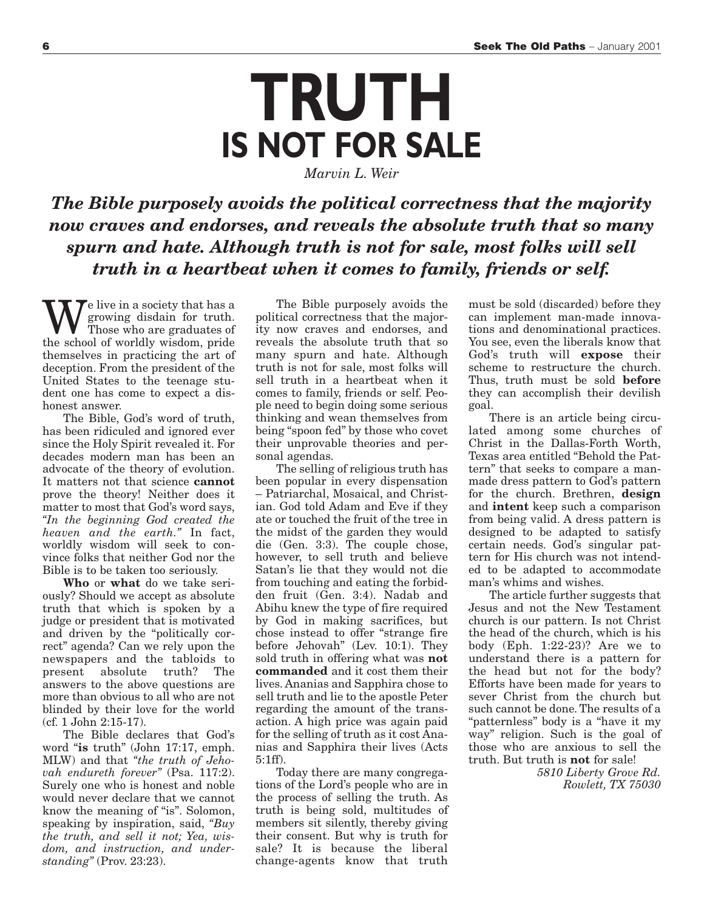# TRUTH
## IS NOT FOR SALE

*Marvin L. Weir*

***The Bible purposely avoids the political correctness that the majority now craves and endorses, and reveals the absolute truth that so many spurn and hate. Although truth is not for sale, most folks will sell truth in a heartbeat when it comes to family, friends or self.***

We live in a society that has a growing disdain for truth. Those who are graduates of the school of worldly wisdom, pride themselves in practicing the art of deception. From the president of the United States to the teenage student one has come to expect a dishonest answer.

The Bible, God's word of truth, has been ridiculed and ignored ever since the Holy Spirit revealed it. For decades modern man has been an advocate of the theory of evolution. It matters not that science **cannot** prove the theory! Neither does it matter to most that God's word says, *"In the beginning God created the heaven and the earth."* In fact, worldly wisdom will seek to convince folks that neither God nor the Bible is to be taken too seriously.

**Who** or **what** do we take seriously? Should we accept as absolute truth that which is spoken by a judge or president that is motivated and driven by the "politically correct" agenda? Can we rely upon the newspapers and the tabloids to present absolute truth? The answers to the above questions are more than obvious to all who are not blinded by their love for the world (cf. 1 John 2:15-17).

The Bible declares that God's word "**is** truth" (John 17:17, emph. MLW) and that *"the truth of Jehovah endureth forever"* (Psa. 117:2). Surely one who is honest and noble would never declare that we cannot know the meaning of "is". Solomon, speaking by inspiration, said, *"Buy the truth, and sell it not; Yea, wisdom, and instruction, and understanding"* (Prov. 23:23).

The Bible purposely avoids the political correctness that the majority now craves and endorses, and reveals the absolute truth that so many spurn and hate. Although truth is not for sale, most folks will sell truth in a heartbeat when it comes to family, friends or self. People need to begin doing some serious thinking and wean themselves from being "spoon fed" by those who covet their unprovable theories and personal agendas.

The selling of religious truth has been popular in every dispensation – Patriarchal, Mosaical, and Christian. God told Adam and Eve if they ate or touched the fruit of the tree in the midst of the garden they would die (Gen. 3:3). The couple chose, however, to sell truth and believe Satan's lie that they would not die from touching and eating the forbidden fruit (Gen. 3:4). Nadab and Abihu knew the type of fire required by God in making sacrifices, but chose instead to offer "strange fire before Jehovah" (Lev. 10:1). They sold truth in offering what was **not commanded** and it cost them their lives. Ananias and Sapphira chose to sell truth and lie to the apostle Peter regarding the amount of the transaction. A high price was again paid for the selling of truth as it cost Ananias and Sapphira their lives (Acts 5:1ff).

Today there are many congregations of the Lord's people who are in the process of selling the truth. As truth is being sold, multitudes of members sit silently, thereby giving their consent. But why is truth for sale? It is because the liberal change-agents know that truth must be sold (discarded) before they can implement man-made innovations and denominational practices. You see, even the liberals know that God's truth will **expose** their scheme to restructure the church. Thus, truth must be sold **before** they can accomplish their devilish goal.

There is an article being circulated among some churches of Christ in the Dallas-Forth Worth, Texas area entitled "Behold the Pattern" that seeks to compare a man-made dress pattern to God's pattern for the church. Brethren, **design** and **intent** keep such a comparison from being valid. A dress pattern is designed to be adapted to satisfy certain needs. God's singular pattern for His church was not intended to be adapted to accommodate man's whims and wishes.

The article further suggests that Jesus and not the New Testament church is our pattern. Is not Christ the head of the church, which is his body (Eph. 1:22-23)? Are we to understand there is a pattern for the head but not for the body? Efforts have been made for years to sever Christ from the church but such cannot be done. The results of a "patternless" body is a "have it my way" religion. Such is the goal of those who are anxious to sell the truth. But truth is **not** for sale!

*5810 Liberty Grove Rd.*
*Rowlett, TX 75030*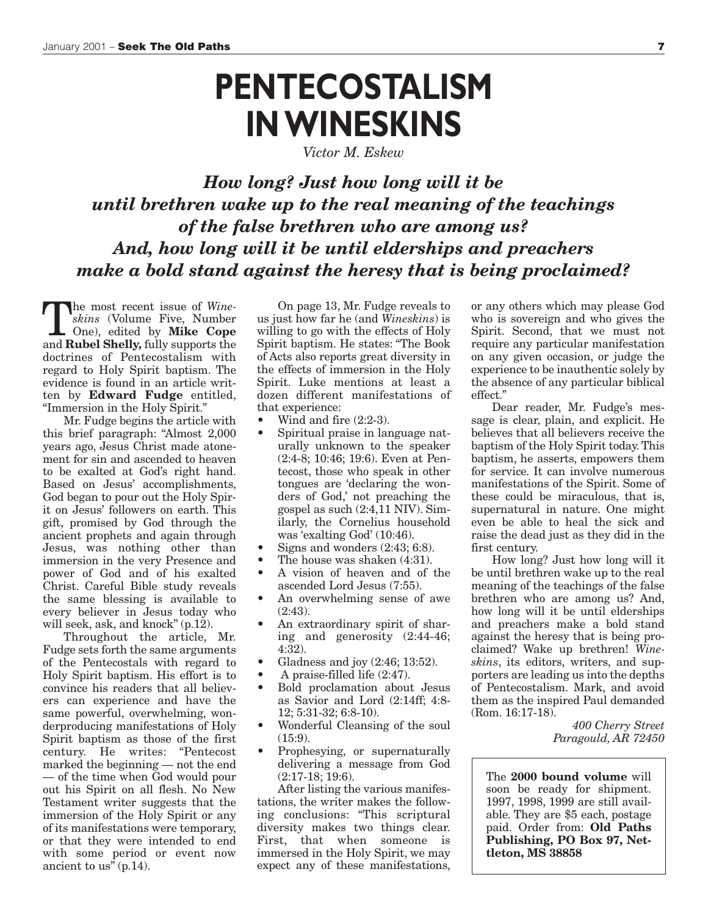# PENTECOSTALISM IN WINESKINS

*Victor M. Eskew*

***How long? Just how long will it be until brethren wake up to the real meaning of the teachings of the false brethren who are among us? And, how long will it be until elderships and preachers make a bold stand against the heresy that is being proclaimed?***

The most recent issue of *Wineskins* (Volume Five, Number One), edited by **Mike Cope** and **Rubel Shelly,** fully supports the doctrines of Pentecostalism with regard to Holy Spirit baptism. The evidence is found in an article written by **Edward Fudge** entitled, "Immersion in the Holy Spirit."

Mr. Fudge begins the article with this brief paragraph: "Almost 2,000 years ago, Jesus Christ made atonement for sin and ascended to heaven to be exalted at God's right hand. Based on Jesus' accomplishments, God began to pour out the Holy Spirit on Jesus' followers on earth. This gift, promised by God through the ancient prophets and again through Jesus, was nothing other than immersion in the very Presence and power of God and of his exalted Christ. Careful Bible study reveals the same blessing is available to every believer in Jesus today who will seek, ask, and knock" (p.12).

Throughout the article, Mr. Fudge sets forth the same arguments of the Pentecostals with regard to Holy Spirit baptism. His effort is to convince his readers that all believers can experience and have the same powerful, overwhelming, wonderproducing manifestations of Holy Spirit baptism as those of the first century. He writes: "Pentecost marked the beginning — not the end — of the time when God would pour out his Spirit on all flesh. No New Testament writer suggests that the immersion of the Holy Spirit or any of its manifestations were temporary, or that they were intended to end with some period or event now ancient to us" (p.14).

On page 13, Mr. Fudge reveals to us just how far he (and *Wineskins*) is willing to go with the effects of Holy Spirit baptism. He states: "The Book of Acts also reports great diversity in the effects of immersion in the Holy Spirit. Luke mentions at least a dozen different manifestations of that experience:

- Wind and fire (2:2-3).
- Spiritual praise in language naturally unknown to the speaker (2:4-8; 10:46; 19:6). Even at Pentecost, those who speak in other tongues are 'declaring the wonders of God,' not preaching the gospel as such (2:4,11 NIV). Similarly, the Cornelius household was 'exalting God' (10:46).
- Signs and wonders (2:43; 6:8).
- The house was shaken (4:31).
- A vision of heaven and of the ascended Lord Jesus (7:55).
- An overwhelming sense of awe (2:43).
- An extraordinary spirit of sharing and generosity (2:44-46; 4:32).
- Gladness and joy (2:46; 13:52).
- A praise-filled life (2:47).
- Bold proclamation about Jesus as Savior and Lord (2:14ff; 4:8-12; 5:31-32; 6:8-10).
- Wonderful Cleansing of the soul (15:9).
- Prophesying, or supernaturally delivering a message from God (2:17-18; 19:6).

After listing the various manifestations, the writer makes the following conclusions: "This scriptural diversity makes two things clear. First, that when someone is immersed in the Holy Spirit, we may expect any of these manifestations, or any others which may please God who is sovereign and who gives the Spirit. Second, that we must not require any particular manifestation on any given occasion, or judge the experience to be inauthentic solely by the absence of any particular biblical effect."

Dear reader, Mr. Fudge's message is clear, plain, and explicit. He believes that all believers receive the baptism of the Holy Spirit today. This baptism, he asserts, empowers them for service. It can involve numerous manifestations of the Spirit. Some of these could be miraculous, that is, supernatural in nature. One might even be able to heal the sick and raise the dead just as they did in the first century.

How long? Just how long will it be until brethren wake up to the real meaning of the teachings of the false brethren who are among us? And, how long will it be until elderships and preachers make a bold stand against the heresy that is being proclaimed? Wake up brethren! *Wineskins*, its editors, writers, and supporters are leading us into the depths of Pentecostalism. Mark, and avoid them as the inspired Paul demanded (Rom. 16:17-18).

*400 Cherry Street*
*Paragould, AR 72450*

---

The **2000 bound volume** will soon be ready for shipment. 1997, 1998, 1999 are still available. They are $5 each, postage paid. Order from: **Old Paths Publishing, PO Box 97, Nettleton, MS 38858**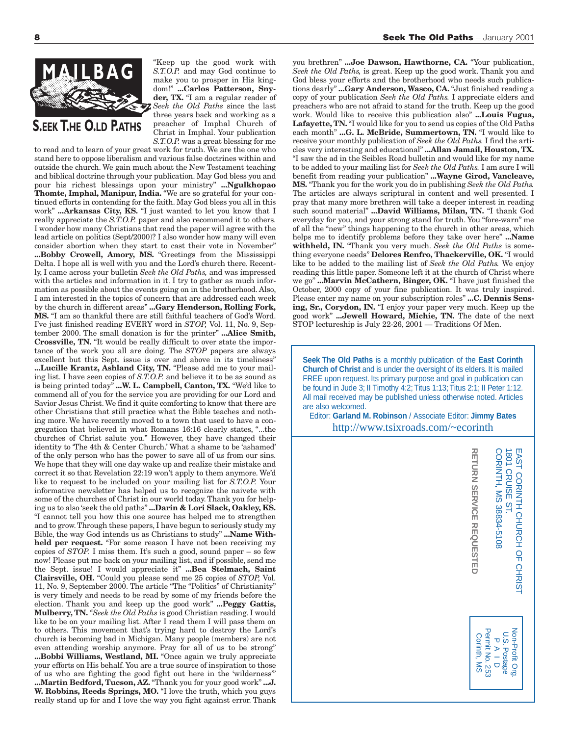# MAILBAG

**S.EEK T.HE O.LD P.ATHS**

"Keep up the good work with *S.T.O.P.* and may God continue to make you to prosper in His kingdom!" **...Carlos Patterson, Snyder, TX.** "I am a regular reader of *Seek the Old Paths* since the last three years back and working as a preacher of Imphal Church of Christ in Imphal. Your publication *S.T.O.P.* was a great blessing for me to read and to learn of your great work for truth. We are the one who stand here to oppose liberalism and various false doctrines within and outside the church. We gain much about the New Testament teaching and biblical doctrine through your publication. May God bless you and pour his richest blessings upon your ministry" **...Ngulkhopao Thomte, Imphal, Manipur, India.** "We are so grateful for your continued efforts in contending for the faith. May God bless you all in this work" **...Arkansas City, KS.** "I just wanted to let you know that I really appreciate the *S.T.O.P.* paper and also recommend it to others. I wonder how many Christians that read the paper will agree with the lead article on politics (Sept/2000)? I also wonder how many will even consider abortion when they start to cast their vote in November" **...Bobby Crowell, Amory, MS.** "Greetings from the Mississippi Delta. I hope all is well with you and the Lord's church there. Recently, I came across your bulletin *Seek the Old Paths,* and was impressed with the articles and information in it. I try to gather as much information as possible about the events going on in the brotherhood. Also, I am interested in the topics of concern that are addressed each week by the church in different areas" **...Gary Henderson, Rolling Fork, MS.** "I am so thankful there are still faithful teachers of God's Word. I've just finished reading EVERY word in *STOP,* Vol. 11, No. 9, September 2000. The small donation is for the printer" **...Alice Smith, Crossville, TN.** "It would be really difficult to over state the importance of the work you all are doing. The *STOP* papers are always excellent but this Sept. issue is over and above in its timeliness" **...Lucille Krantz, Ashland City, TN.** "Please add me to your mailing list. I have seen copies of *S.T.O.P.* and believe it to be as sound as is being printed today" **...W. L. Campbell, Canton, TX.** "We'd like to commend all of you for the service you are providing for our Lord and Savior Jesus Christ. We find it quite comforting to know that there are other Christians that still practice what the Bible teaches and nothing more. We have recently moved to a town that used to have a congregation that believed in what Romans 16:16 clearly states, "...the churches of Christ salute you." However, they have changed their identity to 'The 4th & Center Church.' What a shame to be 'ashamed' of the only person who has the power to save all of us from our sins. We hope that they will one day wake up and realize their mistake and correct it so that Revelation 22:19 won't apply to them anymore. We'd like to request to be included on your mailing list for *S.T.O.P.* Your informative newsletter has helped us to recognize the naivete with some of the churches of Christ in our world today. Thank you for helping us to also 'seek the old paths" **...Darin & Lori Slack, Oakley, KS.** "I cannot tell you how this one source has helped me to strengthen and to grow. Through these papers, I have begun to seriously study my Bible, the way God intends us as Christians to study" **...Name Withheld per request.** "For some reason I have not been receiving my copies of *STOP.* I miss them. It's such a good, sound paper – so few now! Please put me back on your mailing list, and if possible, send me the Sept. issue! I would appreciate it" **...Bea Stelmach, Saint Clairsville, OH.** "Could you please send me 25 copies of *STOP,* Vol. 11, No. 9, September 2000. The article "The "Politics" of Christianity" is very timely and needs to be read by some of my friends before the election. Thank you and keep up the good work" **...Peggy Gattis, Mulberry, TN.** "*Seek the Old Paths* is good Christian reading. I would like to be on your mailing list. After I read them I will pass them on to others. This movement that's trying hard to destroy the Lord's church is becoming bad in Michigan. Many people (members) are not even attending worship anymore. Pray for all of us to be strong" **...Bobbi Williams, Westland, MI.** "Once again we truly appreciate your efforts on His behalf. You are a true source of inspiration to those of us who are fighting the good fight out here in the 'wilderness'" **...Martin Bedford, Tucson, AZ.** "Thank you for your good work" **...J. W. Robbins, Reeds Springs, MO.** "I love the truth, which you guys really stand up for and I love the way you fight against error. Thank you brethren" **...Joe Dawson, Hawthorne, CA.** "Your publication, *Seek the Old Paths,* is great. Keep up the good work. Thank you and God bless your efforts and the brotherhood who needs such publications dearly" **...Gary Anderson, Wasco, CA.** "Just finished reading a copy of your publication *Seek the Old Paths.* I appreciate elders and preachers who are not afraid to stand for the truth. Keep up the good work. Would like to receive this publication also" **...Louis Fugua, Lafayette, TN.** "I would like for you to send us copies of the Old Paths each month" **...G. L. McBride, Summertown, TN.** "I would like to receive your monthly publication of *Seek the Old Paths.* I find the articles very interesting and educational" **...Allan Jamail, Houston, TX.** "I saw the ad in the Seibles Road bulletin and would like for my name to be added to your mailing list for *Seek the Old Paths.* I am sure I will benefit from reading your publication" **...Wayne Girod, Vancleave, MS.** "Thank you for the work you do in publishing *Seek the Old Paths.* The articles are always scriptural in content and well presented. I pray that many more brethren will take a deeper interest in reading such sound material" **...David Williams, Milan, TN.** "I thank God everyday for you, and your strong stand for truth. You "fore-warn" me of all the "new" things happening to the church in other areas, which helps me to identify problems before they take over here" **...Name withheld, IN.** "Thank you very much. *Seek the Old Paths* is something everyone needs" **Delores Renfro, Thackerville, OK.** "I would like to be added to the mailing list of *Seek the Old Paths.* We enjoy reading this little paper. Someone left it at the church of Christ where we go" **...Marvin McCathern, Binger, OK.** "I have just finished the October, 2000 copy of your fine publication. It was truly inspired. Please enter my name on your subscription roles" **...C. Dennis Sensing, Sr., Corydon, IN.** "I enjoy your paper very much. Keep up the good work" **...Jewell Howard, Michie, TN.** The date of the next STOP lectureship is July 22-26, 2001 — Traditions Of Men.

---

**Seek The Old Paths** is a monthly publication of the **East Corinth Church of Christ** and is under the oversight of its elders. It is mailed FREE upon request. Its primary purpose and goal in publication can be found in Jude 3; II Timothy 4:2; Titus 1:13; Titus 2:1; II Peter 1:12. All mail received may be published unless otherwise noted. Articles are also welcomed.

Editor: **Garland M. Robinson** / Associate Editor: **Jimmy Bates**

http://www.tsixroads.com/~ecorinth

EAST CORINTH CHURCH OF CHRIST
1801 CRUISE ST.
CORINTH, MS 38834-5108

RETURN SERVICE REQUESTED

Non-Profit Org.
U.S. Postage
P A I D
Permit No. 253
Corinth, MS